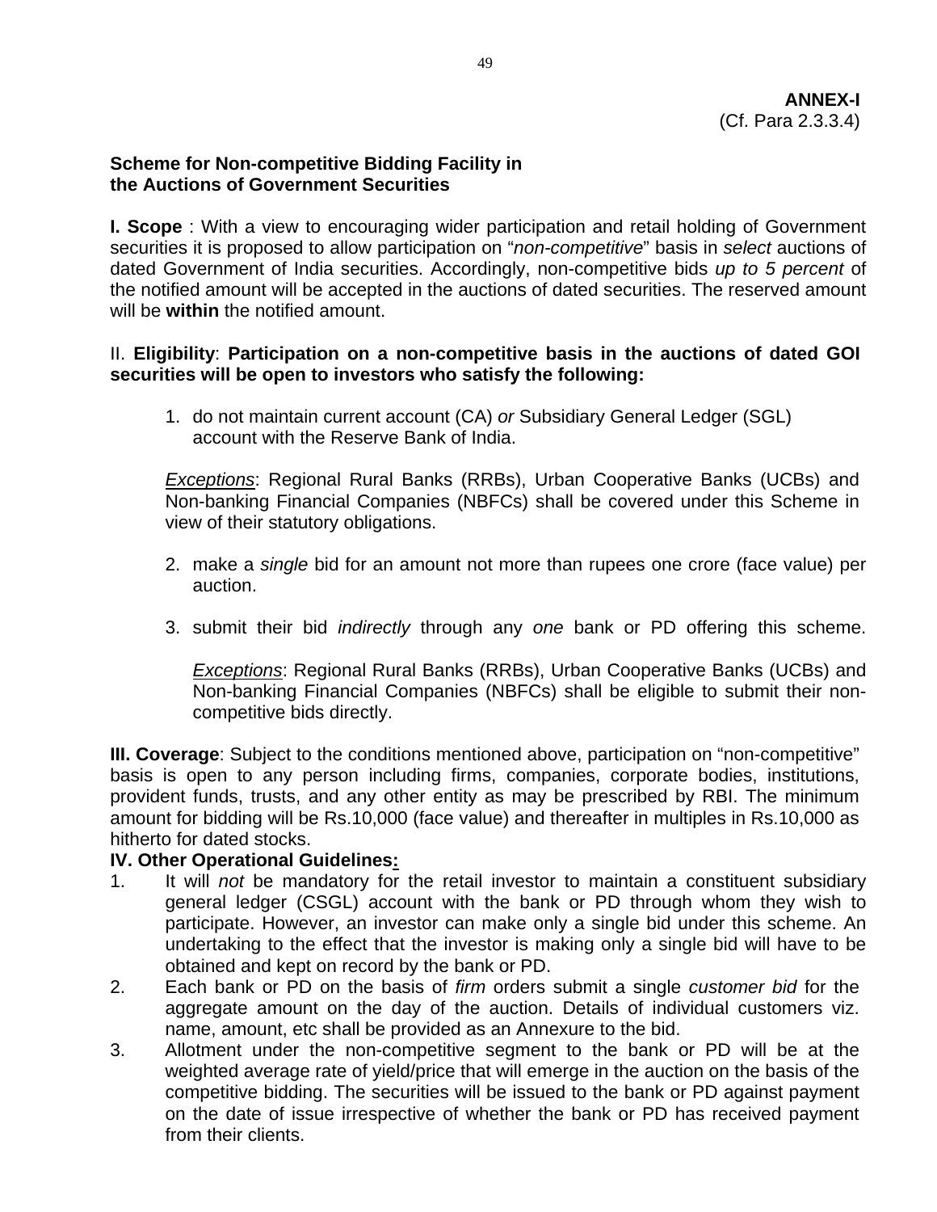**ANNEX-I**
(Cf. Para 2.3.3.4)

**Scheme for Non-competitive Bidding Facility in the Auctions of Government Securities**

**I. Scope** : With a view to encouraging wider participation and retail holding of Government securities it is proposed to allow participation on "*non-competitive*" basis in *select* auctions of dated Government of India securities. Accordingly, non-competitive bids *up to 5 percent* of the notified amount will be accepted in the auctions of dated securities. The reserved amount will be **within** the notified amount.

II. **Eligibility**: **Participation on a non-competitive basis in the auctions of dated GOI securities will be open to investors who satisfy the following:**

1. do not maintain current account (CA) *or* Subsidiary General Ledger (SGL) account with the Reserve Bank of India.

   *Exceptions*: Regional Rural Banks (RRBs), Urban Cooperative Banks (UCBs) and Non-banking Financial Companies (NBFCs) shall be covered under this Scheme in view of their statutory obligations.

2. make a *single* bid for an amount not more than rupees one crore (face value) per auction.

3. submit their bid *indirectly* through any *one* bank or PD offering this scheme.

   *Exceptions*: Regional Rural Banks (RRBs), Urban Cooperative Banks (UCBs) and Non-banking Financial Companies (NBFCs) shall be eligible to submit their non-competitive bids directly.

**III. Coverage**: Subject to the conditions mentioned above, participation on "non-competitive" basis is open to any person including firms, companies, corporate bodies, institutions, provident funds, trusts, and any other entity as may be prescribed by RBI. The minimum amount for bidding will be Rs.10,000 (face value) and thereafter in multiples in Rs.10,000 as hitherto for dated stocks.

**IV. Other Operational Guidelines:**

1. It will *not* be mandatory for the retail investor to maintain a constituent subsidiary general ledger (CSGL) account with the bank or PD through whom they wish to participate. However, an investor can make only a single bid under this scheme. An undertaking to the effect that the investor is making only a single bid will have to be obtained and kept on record by the bank or PD.
2. Each bank or PD on the basis of *firm* orders submit a single *customer bid* for the aggregate amount on the day of the auction. Details of individual customers viz. name, amount, etc shall be provided as an Annexure to the bid.
3. Allotment under the non-competitive segment to the bank or PD will be at the weighted average rate of yield/price that will emerge in the auction on the basis of the competitive bidding. The securities will be issued to the bank or PD against payment on the date of issue irrespective of whether the bank or PD has received payment from their clients.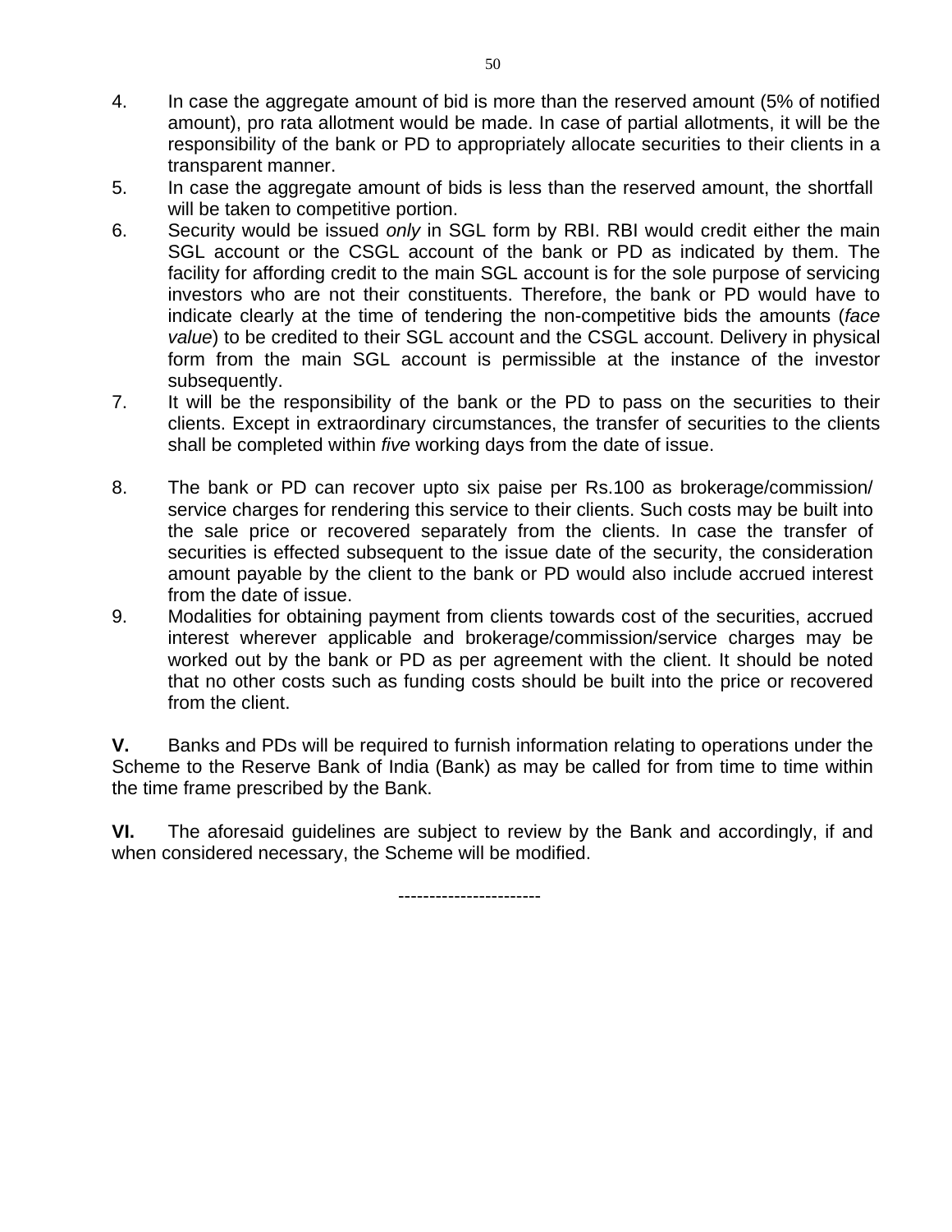4. In case the aggregate amount of bid is more than the reserved amount (5% of notified amount), pro rata allotment would be made. In case of partial allotments, it will be the responsibility of the bank or PD to appropriately allocate securities to their clients in a transparent manner.
5. In case the aggregate amount of bids is less than the reserved amount, the shortfall will be taken to competitive portion.
6. Security would be issued *only* in SGL form by RBI. RBI would credit either the main SGL account or the CSGL account of the bank or PD as indicated by them. The facility for affording credit to the main SGL account is for the sole purpose of servicing investors who are not their constituents. Therefore, the bank or PD would have to indicate clearly at the time of tendering the non-competitive bids the amounts (*face value*) to be credited to their SGL account and the CSGL account. Delivery in physical form from the main SGL account is permissible at the instance of the investor subsequently.
7. It will be the responsibility of the bank or the PD to pass on the securities to their clients. Except in extraordinary circumstances, the transfer of securities to the clients shall be completed within *five* working days from the date of issue.
8. The bank or PD can recover upto six paise per Rs.100 as brokerage/commission/ service charges for rendering this service to their clients. Such costs may be built into the sale price or recovered separately from the clients. In case the transfer of securities is effected subsequent to the issue date of the security, the consideration amount payable by the client to the bank or PD would also include accrued interest from the date of issue.
9. Modalities for obtaining payment from clients towards cost of the securities, accrued interest wherever applicable and brokerage/commission/service charges may be worked out by the bank or PD as per agreement with the client. It should be noted that no other costs such as funding costs should be built into the price or recovered from the client.

**V.** Banks and PDs will be required to furnish information relating to operations under the Scheme to the Reserve Bank of India (Bank) as may be called for from time to time within the time frame prescribed by the Bank.

**VI.** The aforesaid guidelines are subject to review by the Bank and accordingly, if and when considered necessary, the Scheme will be modified.

----------------------